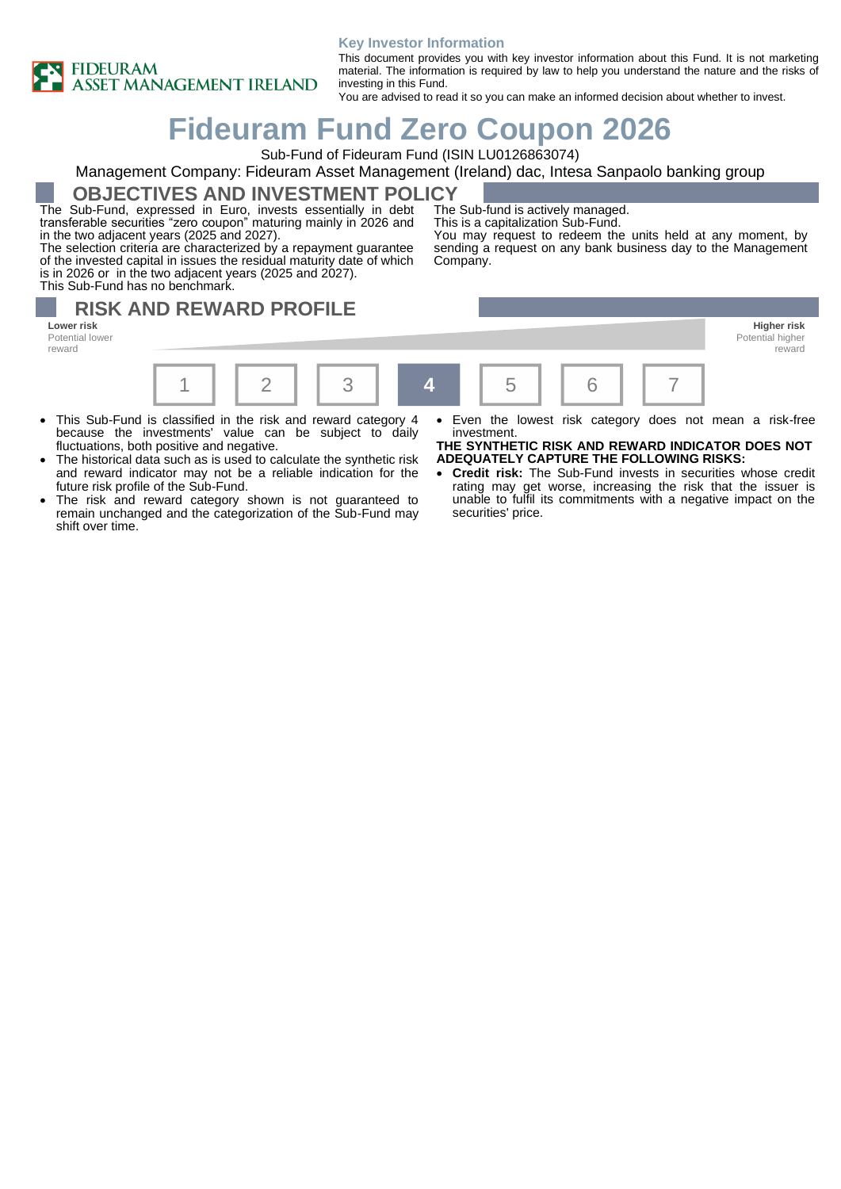FIDEURAM ASSET MANAGEMENT IRELAND

**Key Investor Information**

This document provides you with key investor information about this Fund. It is not marketing material. The information is required by law to help you understand the nature and the risks of investing in this Fund.
You are advised to read it so you can make an informed decision about whether to invest.

# Fideuram Fund Zero Coupon 2026

Sub-Fund of Fideuram Fund (ISIN LU0126863074)

Management Company: Fideuram Asset Management (Ireland) dac, Intesa Sanpaolo banking group

## OBJECTIVES AND INVESTMENT POLICY

The Sub-Fund, expressed in Euro, invests essentially in debt transferable securities "zero coupon" maturing mainly in 2026 and in the two adjacent years (2025 and 2027).
The selection criteria are characterized by a repayment guarantee of the invested capital in issues the residual maturity date of which is in 2026 or in the two adjacent years (2025 and 2027).
This Sub-Fund has no benchmark.

The Sub-fund is actively managed.
This is a capitalization Sub-Fund.
You may request to redeem the units held at any moment, by sending a request on any bank business day to the Management Company.

## RISK AND REWARD PROFILE

**Lower risk**
Potential lower reward

**Higher risk**
Potential higher reward

| 1 | 2 | 3 | **4** | 5 | 6 | 7 |
|---|---|---|---|---|---|---|

- This Sub-Fund is classified in the risk and reward category 4 because the investments' value can be subject to daily fluctuations, both positive and negative.
- The historical data such as is used to calculate the synthetic risk and reward indicator may not be a reliable indication for the future risk profile of the Sub-Fund.
- The risk and reward category shown is not guaranteed to remain unchanged and the categorization of the Sub-Fund may shift over time.
- Even the lowest risk category does not mean a risk-free investment.

**THE SYNTHETIC RISK AND REWARD INDICATOR DOES NOT ADEQUATELY CAPTURE THE FOLLOWING RISKS:**

- **Credit risk:** The Sub-Fund invests in securities whose credit rating may get worse, increasing the risk that the issuer is unable to fulfil its commitments with a negative impact on the securities' price.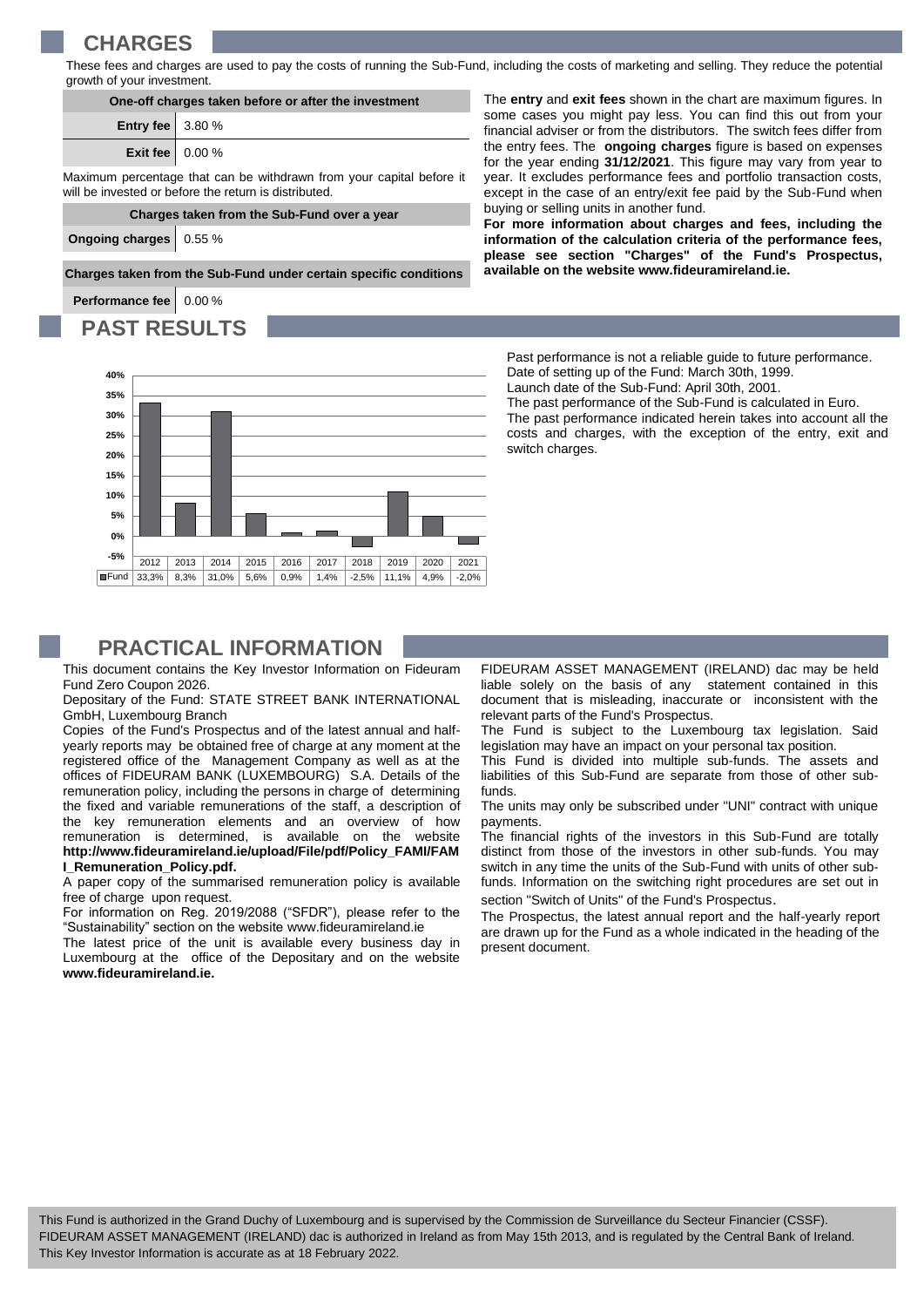## CHARGES

These fees and charges are used to pay the costs of running the Sub-Fund, including the costs of marketing and selling. They reduce the potential growth of your investment.

| One-off charges taken before or after the investment | |
|---|---|
| **Entry fee** | 3.80 % |
| **Exit fee** | 0.00 % |

Maximum percentage that can be withdrawn from your capital before it will be invested or before the return is distributed.

| Charges taken from the Sub-Fund over a year | |
|---|---|
| **Ongoing charges** | 0.55 % |

| Charges taken from the Sub-Fund under certain specific conditions | |
|---|---|
| **Performance fee** | 0.00 % |

The **entry** and **exit fees** shown in the chart are maximum figures. In some cases you might pay less. You can find this out from your financial adviser or from the distributors. The switch fees differ from the entry fees. The **ongoing charges** figure is based on expenses for the year ending **31/12/2021**. This figure may vary from year to year. It excludes performance fees and portfolio transaction costs, except in the case of an entry/exit fee paid by the Sub-Fund when buying or selling units in another fund.

**For more information about charges and fees, including the information of the calculation criteria of the performance fees, please see section "Charges" of the Fund's Prospectus, available on the website www.fideuramireland.ie.**

## PAST RESULTS

40%
35%
30%
25%
20%
15%
10%
5%
0%
-5%

2012 2013 2014 2015 2016 2017 2018 2019 2020 2021

Fund 33,3% 8,3% 31,0% 5,6% 0,9% 1,4% -2,5% 11,1% 4,9% -2,0%

Past performance is not a reliable guide to future performance.
Date of setting up of the Fund: March 30th, 1999.
Launch date of the Sub-Fund: April 30th, 2001.
The past performance of the Sub-Fund is calculated in Euro.
The past performance indicated herein takes into account all the costs and charges, with the exception of the entry, exit and switch charges.

## PRACTICAL INFORMATION

This document contains the Key Investor Information on Fideuram Fund Zero Coupon 2026.

Depositary of the Fund: STATE STREET BANK INTERNATIONAL GmbH, Luxembourg Branch

Copies of the Fund's Prospectus and of the latest annual and half-yearly reports may be obtained free of charge at any moment at the registered office of the Management Company as well as at the offices of FIDEURAM BANK (LUXEMBOURG) S.A. Details of the remuneration policy, including the persons in charge of determining the fixed and variable remunerations of the staff, a description of the key remuneration elements and an overview of how remuneration is determined, is available on the website **http://www.fideuramireland.ie/upload/File/pdf/Policy_FAMI/FAMI_Remuneration_Policy.pdf.**

A paper copy of the summarised remuneration policy is available free of charge upon request.

For information on Reg. 2019/2088 ("SFDR"), please refer to the "Sustainability" section on the website www.fideuramireland.ie

The latest price of the unit is available every business day in Luxembourg at the office of the Depositary and on the website **www.fideuramireland.ie.**

FIDEURAM ASSET MANAGEMENT (IRELAND) dac may be held liable solely on the basis of any statement contained in this document that is misleading, inaccurate or inconsistent with the relevant parts of the Fund's Prospectus.

The Fund is subject to the Luxembourg tax legislation. Said legislation may have an impact on your personal tax position.

This Fund is divided into multiple sub-funds. The assets and liabilities of this Sub-Fund are separate from those of other sub-funds.

The units may only be subscribed under "UNI" contract with unique payments.

The financial rights of the investors in this Sub-Fund are totally distinct from those of the investors in other sub-funds. You may switch in any time the units of the Sub-Fund with units of other sub-funds. Information on the switching right procedures are set out in section "Switch of Units" of the Fund's Prospectus.

The Prospectus, the latest annual report and the half-yearly report are drawn up for the Fund as a whole indicated in the heading of the present document.

This Fund is authorized in the Grand Duchy of Luxembourg and is supervised by the Commission de Surveillance du Secteur Financier (CSSF).
FIDEURAM ASSET MANAGEMENT (IRELAND) dac is authorized in Ireland as from May 15th 2013, and is regulated by the Central Bank of Ireland.
This Key Investor Information is accurate as at 18 February 2022.